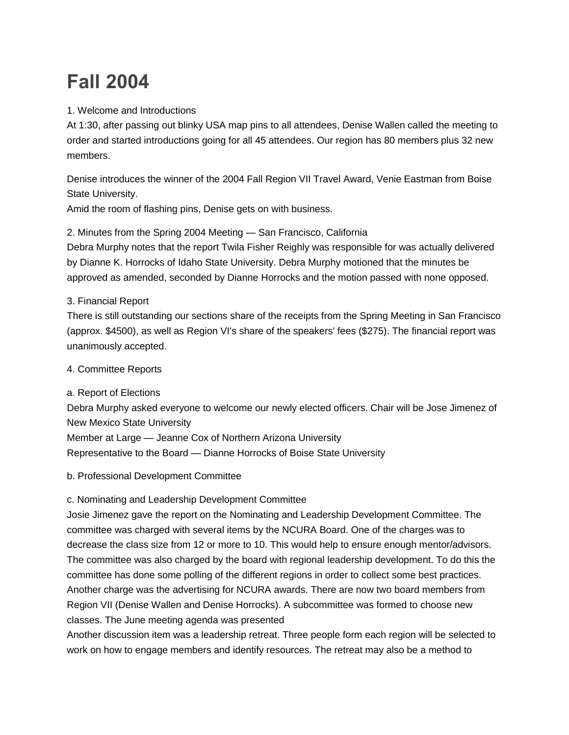# Fall 2004

1. Welcome and Introductions

At 1:30, after passing out blinky USA map pins to all attendees, Denise Wallen called the meeting to order and started introductions going for all 45 attendees. Our region has 80 members plus 32 new members.

Denise introduces the winner of the 2004 Fall Region VII Travel Award, Venie Eastman from Boise State University.

Amid the room of flashing pins, Denise gets on with business.

2. Minutes from the Spring 2004 Meeting — San Francisco, California

Debra Murphy notes that the report Twila Fisher Reighly was responsible for was actually delivered by Dianne K. Horrocks of Idaho State University. Debra Murphy motioned that the minutes be approved as amended, seconded by Dianne Horrocks and the motion passed with none opposed.

3. Financial Report

There is still outstanding our sections share of the receipts from the Spring Meeting in San Francisco (approx. $4500), as well as Region VI's share of the speakers' fees ($275). The financial report was unanimously accepted.

4. Committee Reports

a. Report of Elections

Debra Murphy asked everyone to welcome our newly elected officers. Chair will be Jose Jimenez of New Mexico State University

Member at Large — Jeanne Cox of Northern Arizona University

Representative to the Board — Dianne Horrocks of Boise State University

b. Professional Development Committee

c. Nominating and Leadership Development Committee

Josie Jimenez gave the report on the Nominating and Leadership Development Committee. The committee was charged with several items by the NCURA Board. One of the charges was to decrease the class size from 12 or more to 10. This would help to ensure enough mentor/advisors. The committee was also charged by the board with regional leadership development. To do this the committee has done some polling of the different regions in order to collect some best practices. Another charge was the advertising for NCURA awards. There are now two board members from Region VII (Denise Wallen and Denise Horrocks). A subcommittee was formed to choose new classes. The June meeting agenda was presented

Another discussion item was a leadership retreat. Three people form each region will be selected to work on how to engage members and identify resources. The retreat may also be a method to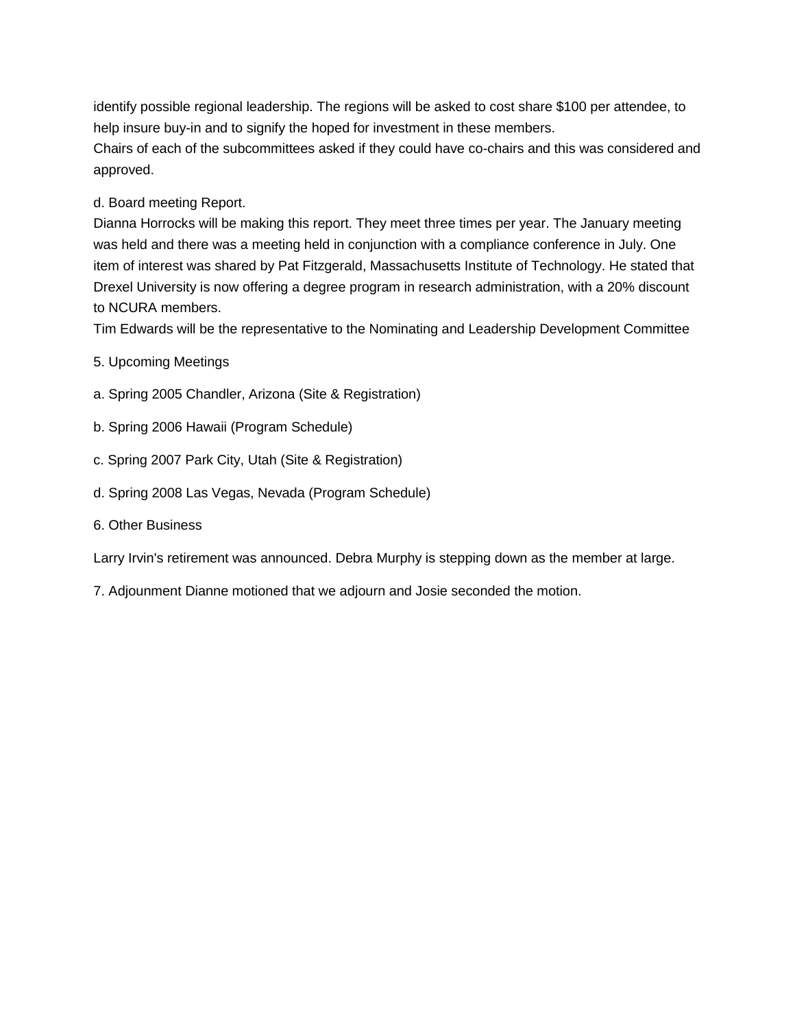identify possible regional leadership. The regions will be asked to cost share $100 per attendee, to help insure buy-in and to signify the hoped for investment in these members.
Chairs of each of the subcommittees asked if they could have co-chairs and this was considered and approved.

d. Board meeting Report.
Dianna Horrocks will be making this report. They meet three times per year. The January meeting was held and there was a meeting held in conjunction with a compliance conference in July. One item of interest was shared by Pat Fitzgerald, Massachusetts Institute of Technology. He stated that Drexel University is now offering a degree program in research administration, with a 20% discount to NCURA members.
Tim Edwards will be the representative to the Nominating and Leadership Development Committee

5. Upcoming Meetings

a. Spring 2005 Chandler, Arizona (Site & Registration)

b. Spring 2006 Hawaii (Program Schedule)

c. Spring 2007 Park City, Utah (Site & Registration)

d. Spring 2008 Las Vegas, Nevada (Program Schedule)

6. Other Business

Larry Irvin's retirement was announced. Debra Murphy is stepping down as the member at large.

7. Adjounment Dianne motioned that we adjourn and Josie seconded the motion.